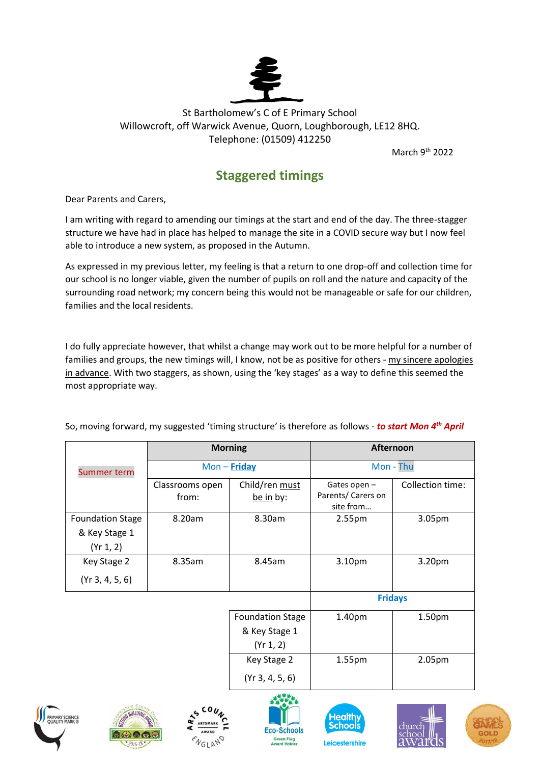St Bartholomew's C of E Primary School
Willowcroft, off Warwick Avenue, Quorn, Loughborough, LE12 8HQ.
Telephone: (01509) 412250

March 9th 2022

## Staggered timings

Dear Parents and Carers,

I am writing with regard to amending our timings at the start and end of the day. The three-stagger structure we have had in place has helped to manage the site in a COVID secure way but I now feel able to introduce a new system, as proposed in the Autumn.

As expressed in my previous letter, my feeling is that a return to one drop-off and collection time for our school is no longer viable, given the number of pupils on roll and the nature and capacity of the surrounding road network; my concern being this would not be manageable or safe for our children, families and the local residents.

I do fully appreciate however, that whilst a change may work out to be more helpful for a number of families and groups, the new timings will, I know, not be as positive for others - my sincere apologies in advance. With two staggers, as shown, using the 'key stages' as a way to define this seemed the most appropriate way.

So, moving forward, my suggested 'timing structure' is therefore as follows - ***to start Mon 4th April***

| Summer term | Morning | | Afternoon | |
|---|---|---|---|---|
| | Mon – **Friday** | | Mon - Thu | |
| | Classrooms open from: | Child/ren must be in by: | Gates open – Parents/ Carers on site from… | Collection time: |
| Foundation Stage & Key Stage 1 (Yr 1, 2) | 8.20am | 8.30am | 2.55pm | 3.05pm |
| Key Stage 2 (Yr 3, 4, 5, 6) | 8.35am | 8.45am | 3.10pm | 3.20pm |
| | | | **Fridays** | |
| | | Foundation Stage & Key Stage 1 (Yr 1, 2) | 1.40pm | 1.50pm |
| | | Key Stage 2 (Yr 3, 4, 5, 6) | 1.55pm | 2.05pm |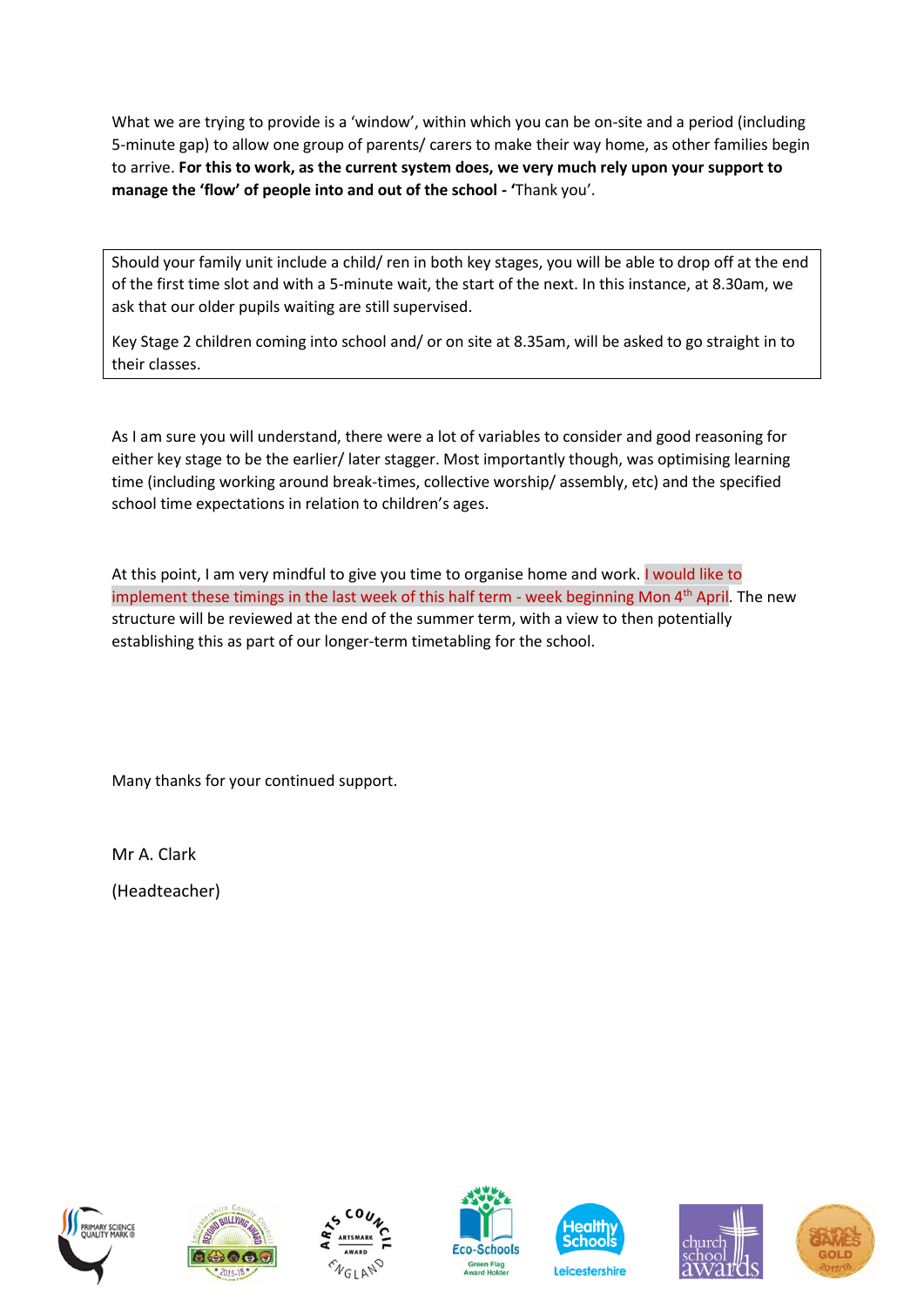What we are trying to provide is a 'window', within which you can be on-site and a period (including 5-minute gap) to allow one group of parents/ carers to make their way home, as other families begin to arrive. **For this to work, as the current system does, we very much rely upon your support to manage the 'flow' of people into and out of the school -** 'Thank you'.

Should your family unit include a child/ ren in both key stages, you will be able to drop off at the end of the first time slot and with a 5-minute wait, the start of the next. In this instance, at 8.30am, we ask that our older pupils waiting are still supervised.

Key Stage 2 children coming into school and/ or on site at 8.35am, will be asked to go straight in to their classes.

As I am sure you will understand, there were a lot of variables to consider and good reasoning for either key stage to be the earlier/ later stagger. Most importantly though, was optimising learning time (including working around break-times, collective worship/ assembly, etc) and the specified school time expectations in relation to children's ages.

At this point, I am very mindful to give you time to organise home and work. I would like to implement these timings in the last week of this half term - week beginning Mon 4th April. The new structure will be reviewed at the end of the summer term, with a view to then potentially establishing this as part of our longer-term timetabling for the school.

Many thanks for your continued support.

Mr A. Clark

(Headteacher)